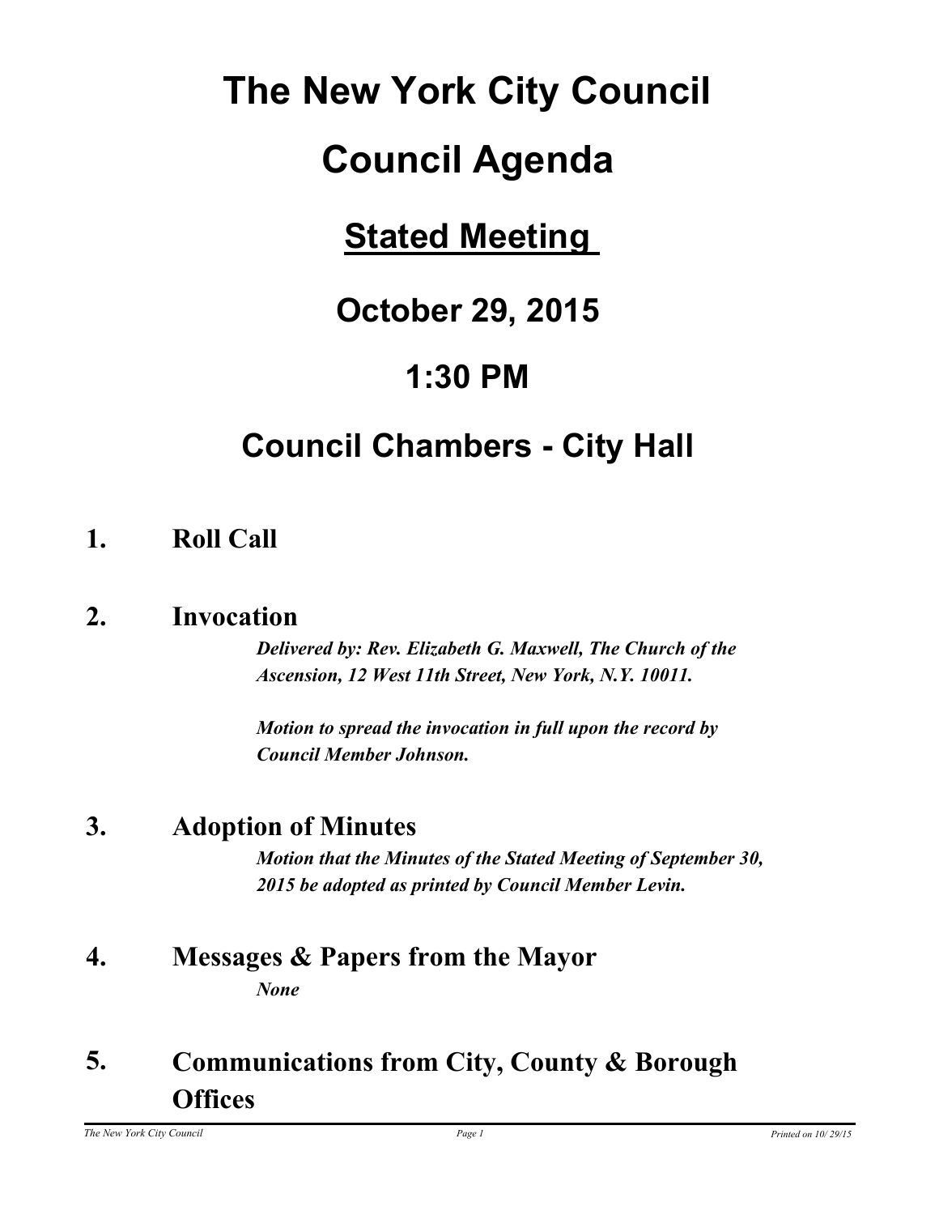# The New York City Council

# Council Agenda

## Stated Meeting

## October 29, 2015

## 1:30 PM

## Council Chambers - City Hall

### 1. Roll Call

### 2. Invocation

***Delivered by: Rev. Elizabeth G. Maxwell, The Church of the Ascension, 12 West 11th Street, New York, N.Y. 10011.***

***Motion to spread the invocation in full upon the record by Council Member Johnson.***

### 3. Adoption of Minutes

***Motion that the Minutes of the Stated Meeting of September 30, 2015 be adopted as printed by Council Member Levin.***

### 4. Messages & Papers from the Mayor

***None***

### 5. Communications from City, County & Borough Offices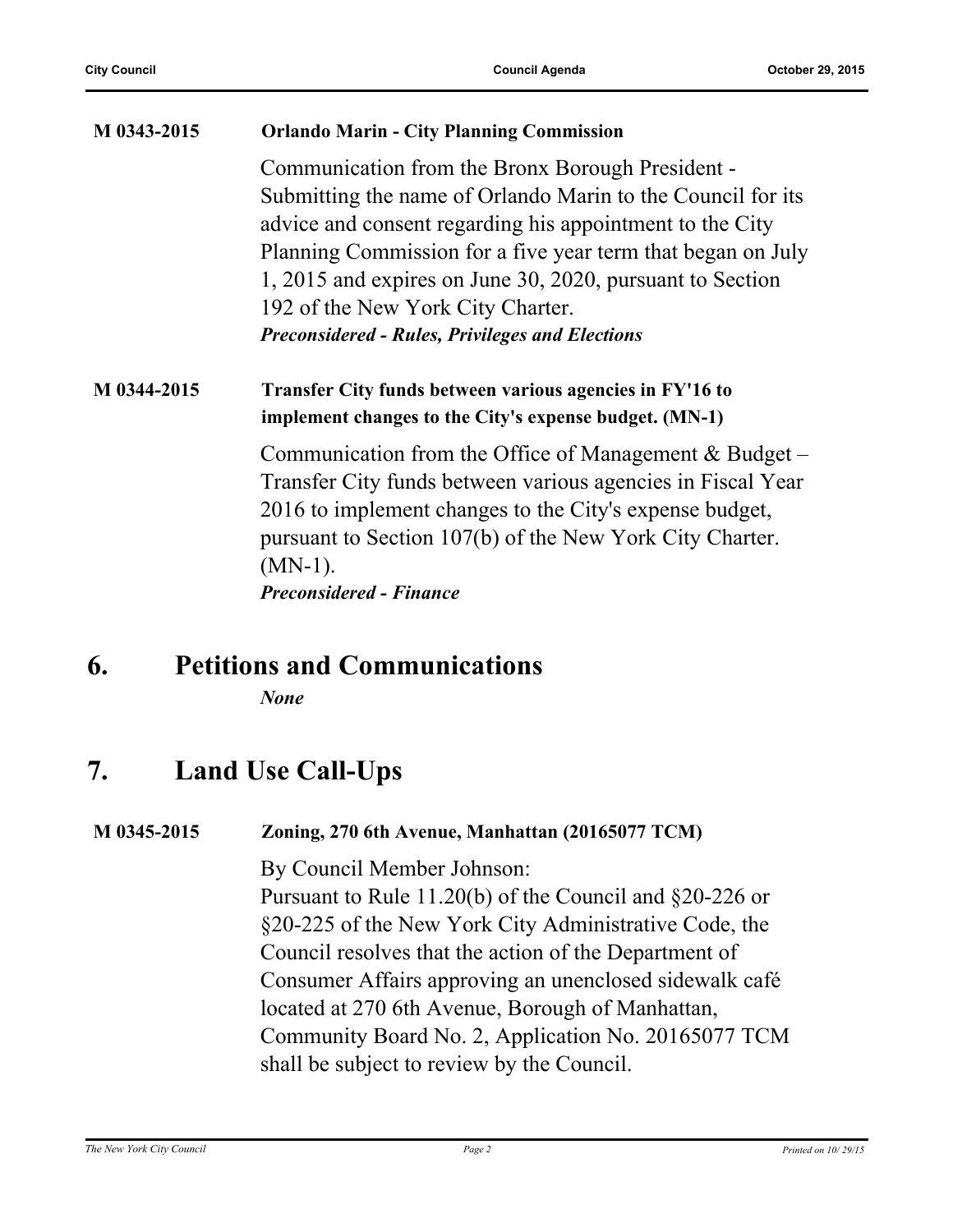**M 0343-2015** **Orlando Marin - City Planning Commission**

Communication from the Bronx Borough President - Submitting the name of Orlando Marin to the Council for its advice and consent regarding his appointment to the City Planning Commission for a five year term that began on July 1, 2015 and expires on June 30, 2020, pursuant to Section 192 of the New York City Charter.
***Preconsidered - Rules, Privileges and Elections***

**M 0344-2015** **Transfer City funds between various agencies in FY'16 to implement changes to the City's expense budget. (MN-1)**

Communication from the Office of Management & Budget – Transfer City funds between various agencies in Fiscal Year 2016 to implement changes to the City's expense budget, pursuant to Section 107(b) of the New York City Charter. (MN-1).
***Preconsidered - Finance***

## 6. Petitions and Communications

***None***

## 7. Land Use Call-Ups

**M 0345-2015** **Zoning, 270 6th Avenue, Manhattan (20165077 TCM)**

By Council Member Johnson:
Pursuant to Rule 11.20(b) of the Council and §20-226 or §20-225 of the New York City Administrative Code, the Council resolves that the action of the Department of Consumer Affairs approving an unenclosed sidewalk café located at 270 6th Avenue, Borough of Manhattan, Community Board No. 2, Application No. 20165077 TCM shall be subject to review by the Council.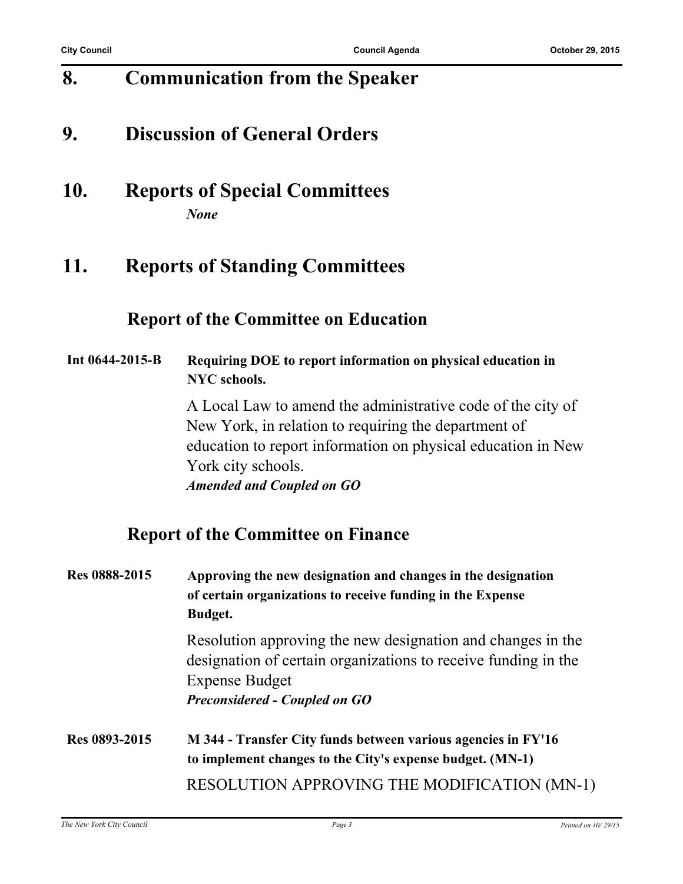# 8. Communication from the Speaker

# 9. Discussion of General Orders

# 10. Reports of Special Committees

*None*

# 11. Reports of Standing Committees

## Report of the Committee on Education

**Int 0644-2015-B** **Requiring DOE to report information on physical education in NYC schools.**

A Local Law to amend the administrative code of the city of New York, in relation to requiring the department of education to report information on physical education in New York city schools.

***Amended and Coupled on GO***

## Report of the Committee on Finance

**Res 0888-2015** **Approving the new designation and changes in the designation of certain organizations to receive funding in the Expense Budget.**

Resolution approving the new designation and changes in the designation of certain organizations to receive funding in the Expense Budget

***Preconsidered - Coupled on GO***

**Res 0893-2015** **M 344 - Transfer City funds between various agencies in FY'16 to implement changes to the City's expense budget. (MN-1)**

RESOLUTION APPROVING THE MODIFICATION (MN-1)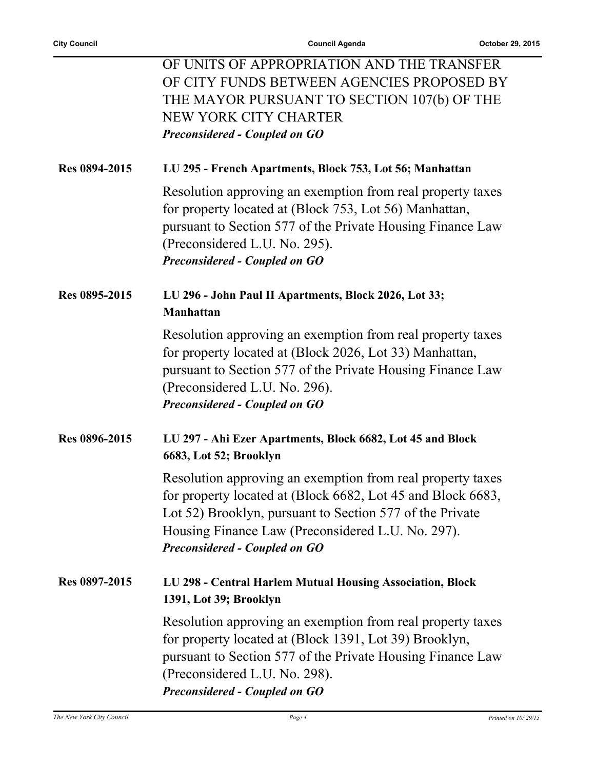OF UNITS OF APPROPRIATION AND THE TRANSFER OF CITY FUNDS BETWEEN AGENCIES PROPOSED BY THE MAYOR PURSUANT TO SECTION 107(b) OF THE NEW YORK CITY CHARTER

***Preconsidered - Coupled on GO***

**Res 0894-2015** **LU 295 - French Apartments, Block 753, Lot 56; Manhattan**

Resolution approving an exemption from real property taxes for property located at (Block 753, Lot 56) Manhattan, pursuant to Section 577 of the Private Housing Finance Law (Preconsidered L.U. No. 295).

***Preconsidered - Coupled on GO***

**Res 0895-2015** **LU 296 - John Paul II Apartments, Block 2026, Lot 33; Manhattan**

Resolution approving an exemption from real property taxes for property located at (Block 2026, Lot 33) Manhattan, pursuant to Section 577 of the Private Housing Finance Law (Preconsidered L.U. No. 296).

***Preconsidered - Coupled on GO***

**Res 0896-2015** **LU 297 - Ahi Ezer Apartments, Block 6682, Lot 45 and Block 6683, Lot 52; Brooklyn**

Resolution approving an exemption from real property taxes for property located at (Block 6682, Lot 45 and Block 6683, Lot 52) Brooklyn, pursuant to Section 577 of the Private Housing Finance Law (Preconsidered L.U. No. 297).

***Preconsidered - Coupled on GO***

**Res 0897-2015** **LU 298 - Central Harlem Mutual Housing Association, Block 1391, Lot 39; Brooklyn**

Resolution approving an exemption from real property taxes for property located at (Block 1391, Lot 39) Brooklyn, pursuant to Section 577 of the Private Housing Finance Law (Preconsidered L.U. No. 298).

***Preconsidered - Coupled on GO***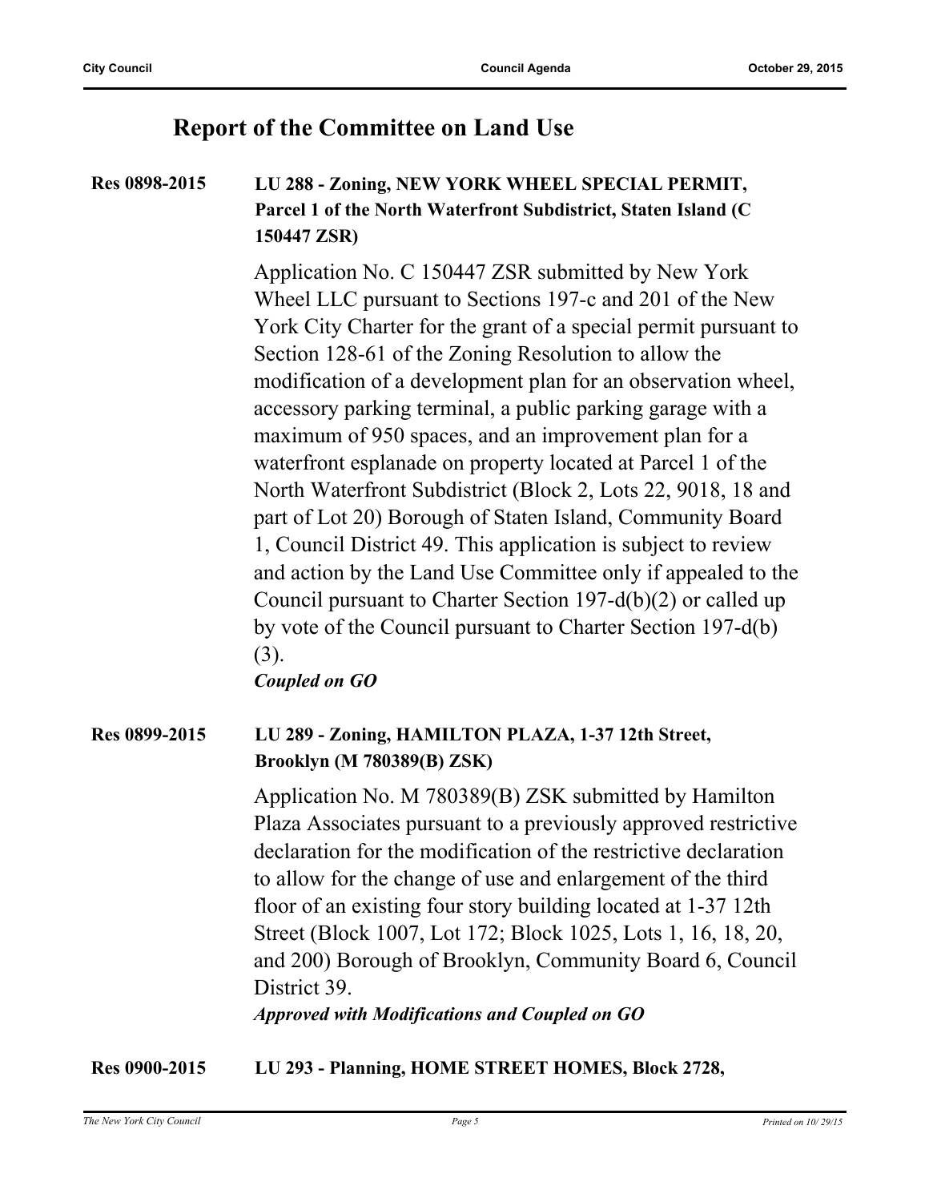## Report of the Committee on Land Use

**Res 0898-2015** **LU 288 - Zoning, NEW YORK WHEEL SPECIAL PERMIT, Parcel 1 of the North Waterfront Subdistrict, Staten Island (C 150447 ZSR)**

Application No. C 150447 ZSR submitted by New York Wheel LLC pursuant to Sections 197-c and 201 of the New York City Charter for the grant of a special permit pursuant to Section 128-61 of the Zoning Resolution to allow the modification of a development plan for an observation wheel, accessory parking terminal, a public parking garage with a maximum of 950 spaces, and an improvement plan for a waterfront esplanade on property located at Parcel 1 of the North Waterfront Subdistrict (Block 2, Lots 22, 9018, 18 and part of Lot 20) Borough of Staten Island, Community Board 1, Council District 49. This application is subject to review and action by the Land Use Committee only if appealed to the Council pursuant to Charter Section 197-d(b)(2) or called up by vote of the Council pursuant to Charter Section 197-d(b)(3).

***Coupled on GO***

**Res 0899-2015** **LU 289 - Zoning, HAMILTON PLAZA, 1-37 12th Street, Brooklyn (M 780389(B) ZSK)**

Application No. M 780389(B) ZSK submitted by Hamilton Plaza Associates pursuant to a previously approved restrictive declaration for the modification of the restrictive declaration to allow for the change of use and enlargement of the third floor of an existing four story building located at 1-37 12th Street (Block 1007, Lot 172; Block 1025, Lots 1, 16, 18, 20, and 200) Borough of Brooklyn, Community Board 6, Council District 39.

***Approved with Modifications and Coupled on GO***

**Res 0900-2015** **LU 293 - Planning, HOME STREET HOMES, Block 2728,**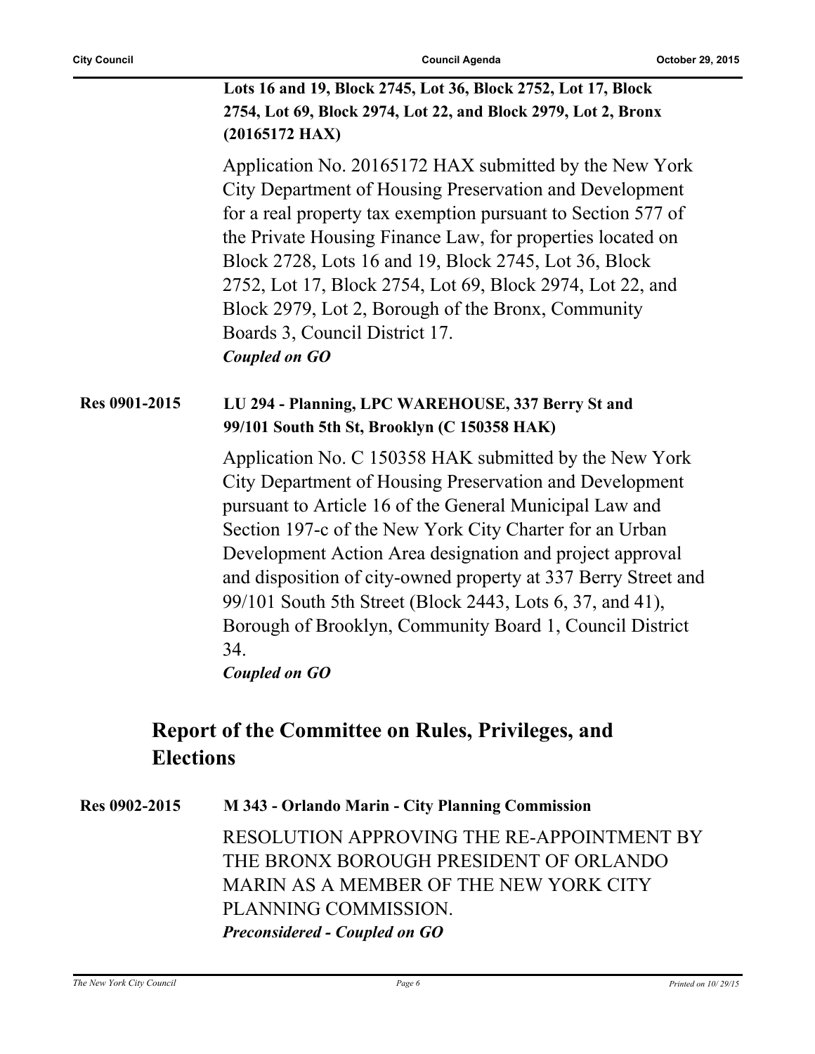**Lots 16 and 19, Block 2745, Lot 36, Block 2752, Lot 17, Block 2754, Lot 69, Block 2974, Lot 22, and Block 2979, Lot 2, Bronx (20165172 HAX)**

Application No. 20165172 HAX submitted by the New York City Department of Housing Preservation and Development for a real property tax exemption pursuant to Section 577 of the Private Housing Finance Law, for properties located on Block 2728, Lots 16 and 19, Block 2745, Lot 36, Block 2752, Lot 17, Block 2754, Lot 69, Block 2974, Lot 22, and Block 2979, Lot 2, Borough of the Bronx, Community Boards 3, Council District 17.

***Coupled on GO***

**Res 0901-2015** **LU 294 - Planning, LPC WAREHOUSE, 337 Berry St and 99/101 South 5th St, Brooklyn (C 150358 HAK)**

Application No. C 150358 HAK submitted by the New York City Department of Housing Preservation and Development pursuant to Article 16 of the General Municipal Law and Section 197-c of the New York City Charter for an Urban Development Action Area designation and project approval and disposition of city-owned property at 337 Berry Street and 99/101 South 5th Street (Block 2443, Lots 6, 37, and 41), Borough of Brooklyn, Community Board 1, Council District 34.

***Coupled on GO***

## Report of the Committee on Rules, Privileges, and Elections

**Res 0902-2015** **M 343 - Orlando Marin - City Planning Commission**

RESOLUTION APPROVING THE RE-APPOINTMENT BY THE BRONX BOROUGH PRESIDENT OF ORLANDO MARIN AS A MEMBER OF THE NEW YORK CITY PLANNING COMMISSION.

***Preconsidered - Coupled on GO***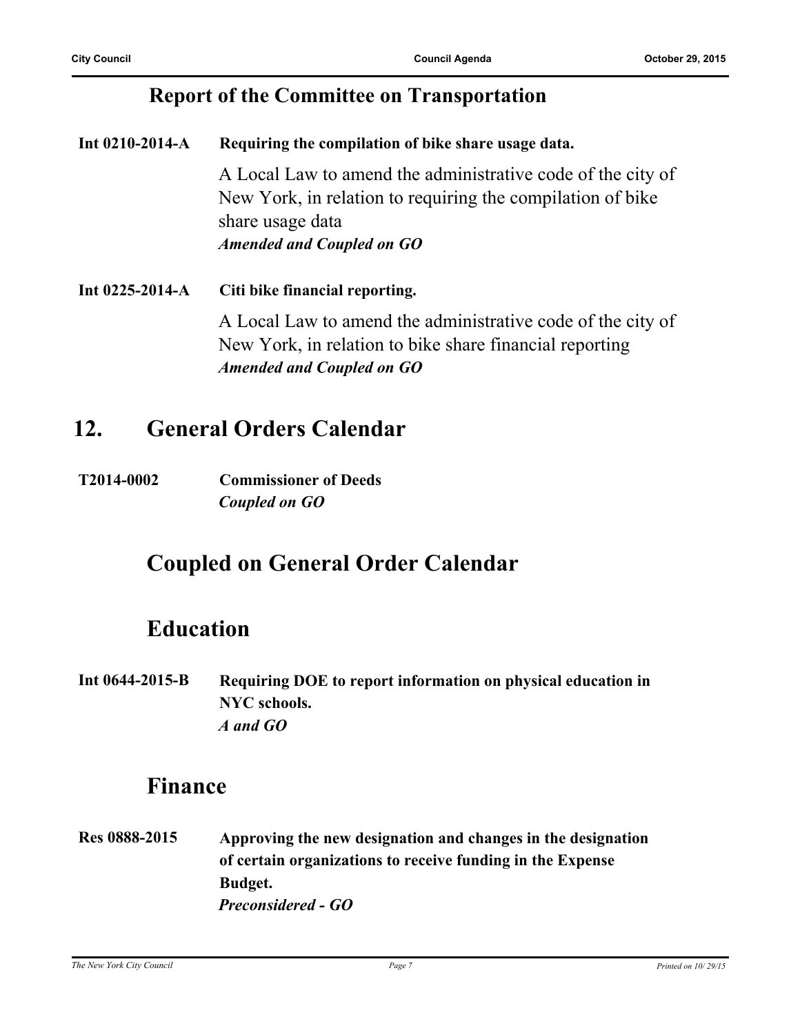## Report of the Committee on Transportation

**Int 0210-2014-A** **Requiring the compilation of bike share usage data.**

A Local Law to amend the administrative code of the city of New York, in relation to requiring the compilation of bike share usage data

***Amended and Coupled on GO***

**Int 0225-2014-A** **Citi bike financial reporting.**

A Local Law to amend the administrative code of the city of New York, in relation to bike share financial reporting

***Amended and Coupled on GO***

# 12. General Orders Calendar

**T2014-0002** **Commissioner of Deeds**

***Coupled on GO***

## Coupled on General Order Calendar

## Education

**Int 0644-2015-B** **Requiring DOE to report information on physical education in NYC schools.**

***A and GO***

## Finance

**Res 0888-2015** **Approving the new designation and changes in the designation of certain organizations to receive funding in the Expense Budget.**

***Preconsidered - GO***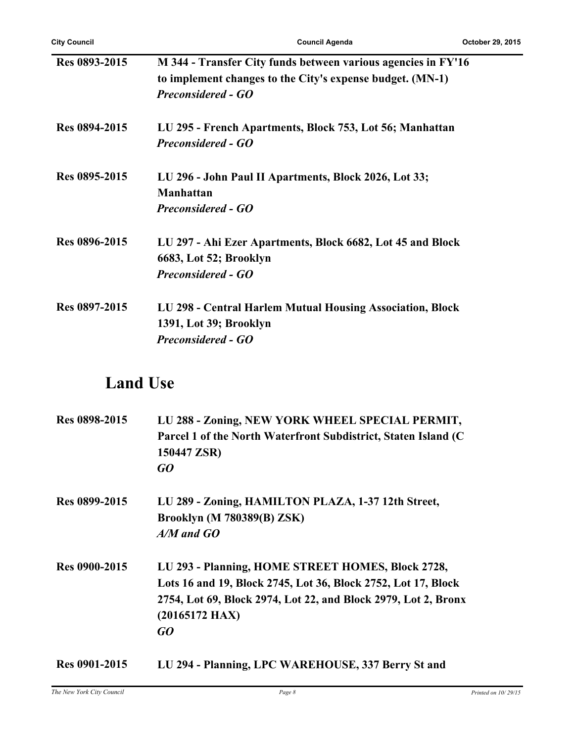**Res 0893-2015** **M 344 - Transfer City funds between various agencies in FY'16 to implement changes to the City's expense budget. (MN-1)**
***Preconsidered - GO***

**Res 0894-2015** **LU 295 - French Apartments, Block 753, Lot 56; Manhattan**
***Preconsidered - GO***

**Res 0895-2015** **LU 296 - John Paul II Apartments, Block 2026, Lot 33; Manhattan**
***Preconsidered - GO***

**Res 0896-2015** **LU 297 - Ahi Ezer Apartments, Block 6682, Lot 45 and Block 6683, Lot 52; Brooklyn**
***Preconsidered - GO***

**Res 0897-2015** **LU 298 - Central Harlem Mutual Housing Association, Block 1391, Lot 39; Brooklyn**
***Preconsidered - GO***

## Land Use

**Res 0898-2015** **LU 288 - Zoning, NEW YORK WHEEL SPECIAL PERMIT, Parcel 1 of the North Waterfront Subdistrict, Staten Island (C 150447 ZSR)**
***GO***

**Res 0899-2015** **LU 289 - Zoning, HAMILTON PLAZA, 1-37 12th Street, Brooklyn (M 780389(B) ZSK)**
***A/M and GO***

**Res 0900-2015** **LU 293 - Planning, HOME STREET HOMES, Block 2728, Lots 16 and 19, Block 2745, Lot 36, Block 2752, Lot 17, Block 2754, Lot 69, Block 2974, Lot 22, and Block 2979, Lot 2, Bronx (20165172 HAX)**
***GO***

**Res 0901-2015** **LU 294 - Planning, LPC WAREHOUSE, 337 Berry St and**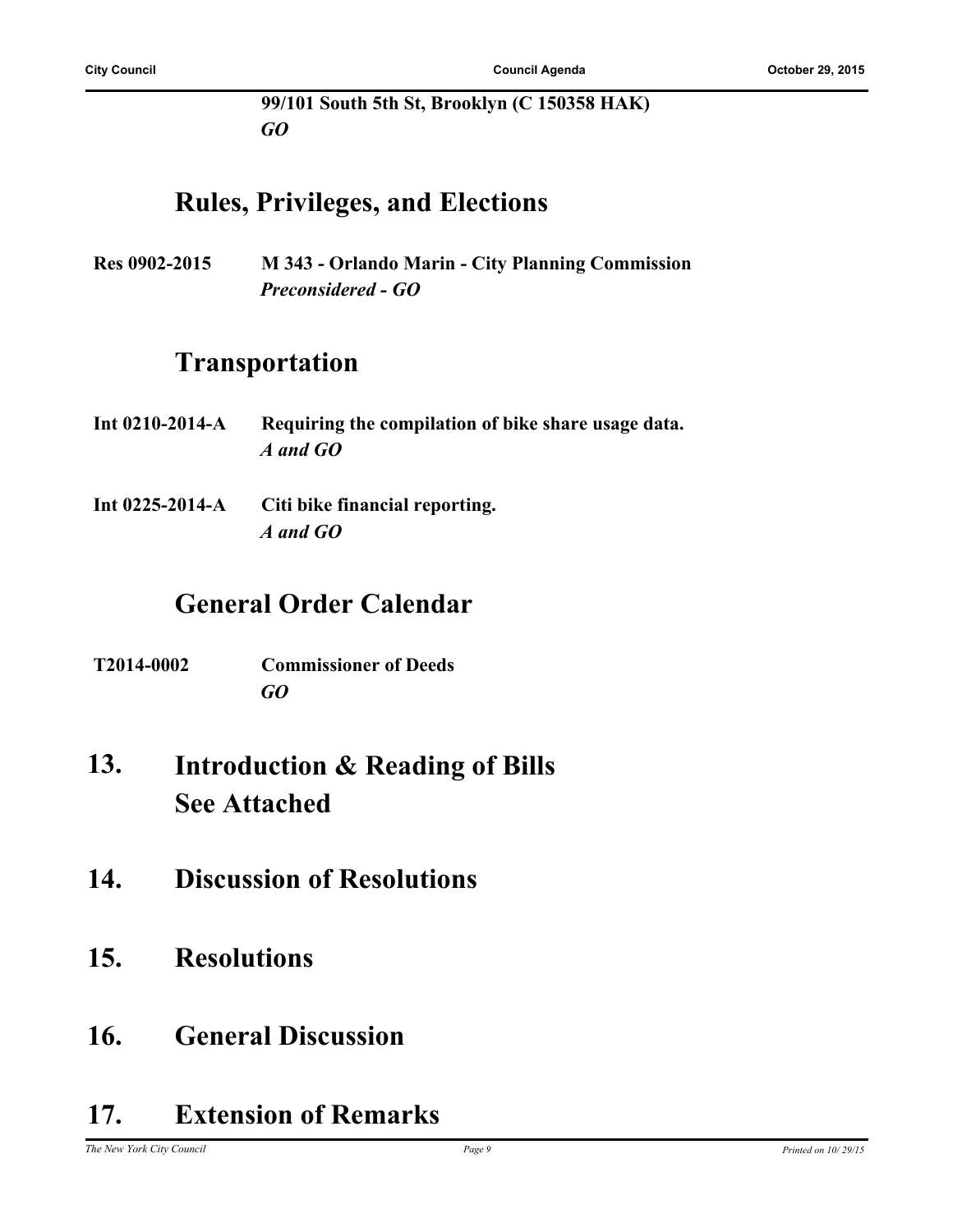**99/101 South 5th St, Brooklyn (C 150358 HAK)**
***GO***

## Rules, Privileges, and Elections

**Res 0902-2015** **M 343 - Orlando Marin - City Planning Commission**
***Preconsidered - GO***

## Transportation

**Int 0210-2014-A** **Requiring the compilation of bike share usage data.**
***A and GO***

**Int 0225-2014-A** **Citi bike financial reporting.**
***A and GO***

## General Order Calendar

**T2014-0002** **Commissioner of Deeds**
***GO***

# 13. Introduction & Reading of Bills See Attached

# 14. Discussion of Resolutions

# 15. Resolutions

# 16. General Discussion

# 17. Extension of Remarks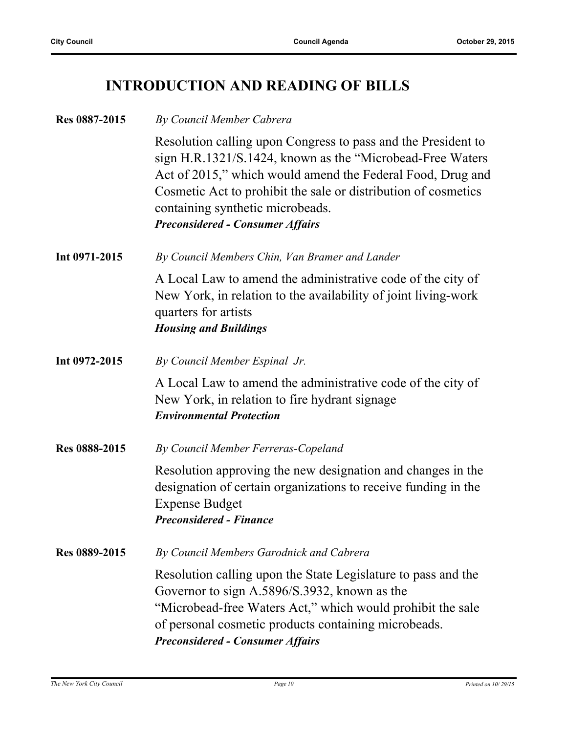## INTRODUCTION AND READING OF BILLS

**Res 0887-2015** *By Council Member Cabrera*

Resolution calling upon Congress to pass and the President to sign H.R.1321/S.1424, known as the "Microbead-Free Waters Act of 2015," which would amend the Federal Food, Drug and Cosmetic Act to prohibit the sale or distribution of cosmetics containing synthetic microbeads.
***Preconsidered - Consumer Affairs***

**Int 0971-2015** *By Council Members Chin, Van Bramer and Lander*

A Local Law to amend the administrative code of the city of New York, in relation to the availability of joint living-work quarters for artists
***Housing and Buildings***

**Int 0972-2015** *By Council Member Espinal Jr.*

A Local Law to amend the administrative code of the city of New York, in relation to fire hydrant signage
***Environmental Protection***

**Res 0888-2015** *By Council Member Ferreras-Copeland*

Resolution approving the new designation and changes in the designation of certain organizations to receive funding in the Expense Budget
***Preconsidered - Finance***

**Res 0889-2015** *By Council Members Garodnick and Cabrera*

Resolution calling upon the State Legislature to pass and the Governor to sign A.5896/S.3932, known as the "Microbead-free Waters Act," which would prohibit the sale of personal cosmetic products containing microbeads.
***Preconsidered - Consumer Affairs***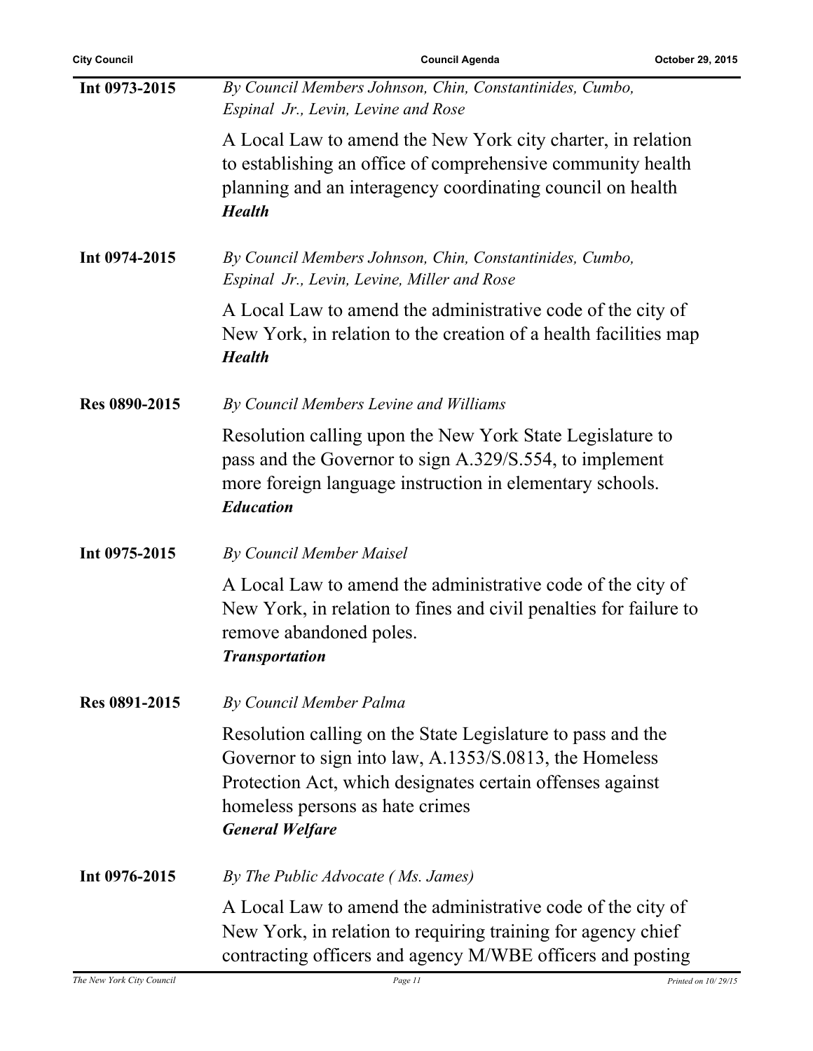**Int 0973-2015**

*By Council Members Johnson, Chin, Constantinides, Cumbo, Espinal Jr., Levin, Levine and Rose*

A Local Law to amend the New York city charter, in relation to establishing an office of comprehensive community health planning and an interagency coordinating council on health

***Health***

**Int 0974-2015**

*By Council Members Johnson, Chin, Constantinides, Cumbo, Espinal Jr., Levin, Levine, Miller and Rose*

A Local Law to amend the administrative code of the city of New York, in relation to the creation of a health facilities map

***Health***

**Res 0890-2015**

*By Council Members Levine and Williams*

Resolution calling upon the New York State Legislature to pass and the Governor to sign A.329/S.554, to implement more foreign language instruction in elementary schools.

***Education***

**Int 0975-2015**

*By Council Member Maisel*

A Local Law to amend the administrative code of the city of New York, in relation to fines and civil penalties for failure to remove abandoned poles.

***Transportation***

**Res 0891-2015**

*By Council Member Palma*

Resolution calling on the State Legislature to pass and the Governor to sign into law, A.1353/S.0813, the Homeless Protection Act, which designates certain offenses against homeless persons as hate crimes

***General Welfare***

**Int 0976-2015**

*By The Public Advocate ( Ms. James)*

A Local Law to amend the administrative code of the city of New York, in relation to requiring training for agency chief contracting officers and agency M/WBE officers and posting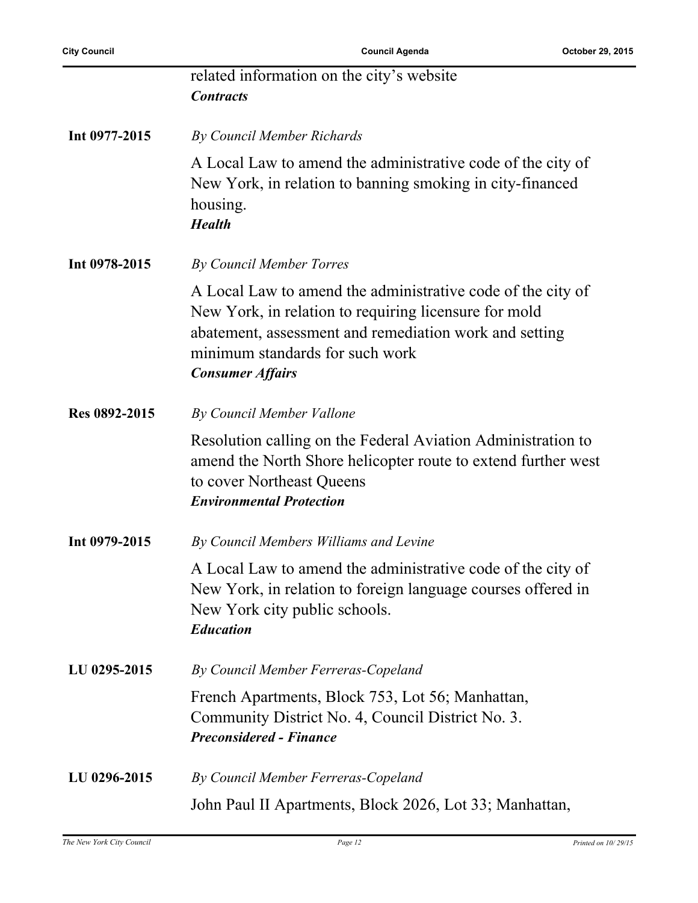related information on the city's website
***Contracts***

**Int 0977-2015** *By Council Member Richards*

A Local Law to amend the administrative code of the city of New York, in relation to banning smoking in city-financed housing.
***Health***

**Int 0978-2015** *By Council Member Torres*

A Local Law to amend the administrative code of the city of New York, in relation to requiring licensure for mold abatement, assessment and remediation work and setting minimum standards for such work
***Consumer Affairs***

**Res 0892-2015** *By Council Member Vallone*

Resolution calling on the Federal Aviation Administration to amend the North Shore helicopter route to extend further west to cover Northeast Queens
***Environmental Protection***

**Int 0979-2015** *By Council Members Williams and Levine*

A Local Law to amend the administrative code of the city of New York, in relation to foreign language courses offered in New York city public schools.
***Education***

**LU 0295-2015** *By Council Member Ferreras-Copeland*

French Apartments, Block 753, Lot 56; Manhattan, Community District No. 4, Council District No. 3.
***Preconsidered - Finance***

**LU 0296-2015** *By Council Member Ferreras-Copeland*

John Paul II Apartments, Block 2026, Lot 33; Manhattan,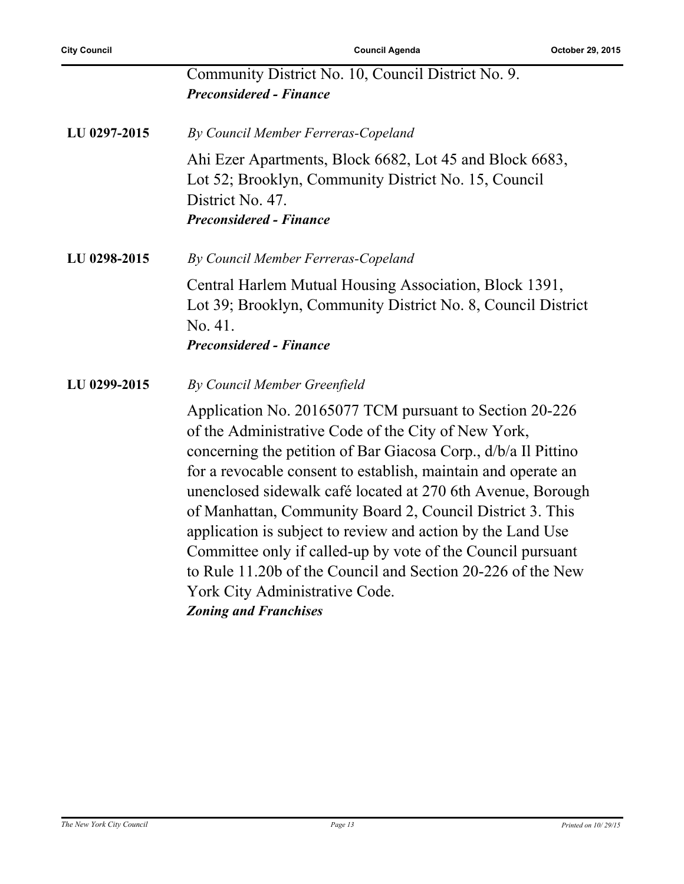Community District No. 10, Council District No. 9.
***Preconsidered - Finance***

**LU 0297-2015** *By Council Member Ferreras-Copeland*

Ahi Ezer Apartments, Block 6682, Lot 45 and Block 6683, Lot 52; Brooklyn, Community District No. 15, Council District No. 47.
***Preconsidered - Finance***

**LU 0298-2015** *By Council Member Ferreras-Copeland*

Central Harlem Mutual Housing Association, Block 1391, Lot 39; Brooklyn, Community District No. 8, Council District No. 41.
***Preconsidered - Finance***

**LU 0299-2015** *By Council Member Greenfield*

Application No. 20165077 TCM pursuant to Section 20-226 of the Administrative Code of the City of New York, concerning the petition of Bar Giacosa Corp., d/b/a Il Pittino for a revocable consent to establish, maintain and operate an unenclosed sidewalk café located at 270 6th Avenue, Borough of Manhattan, Community Board 2, Council District 3. This application is subject to review and action by the Land Use Committee only if called-up by vote of the Council pursuant to Rule 11.20b of the Council and Section 20-226 of the New York City Administrative Code.
***Zoning and Franchises***